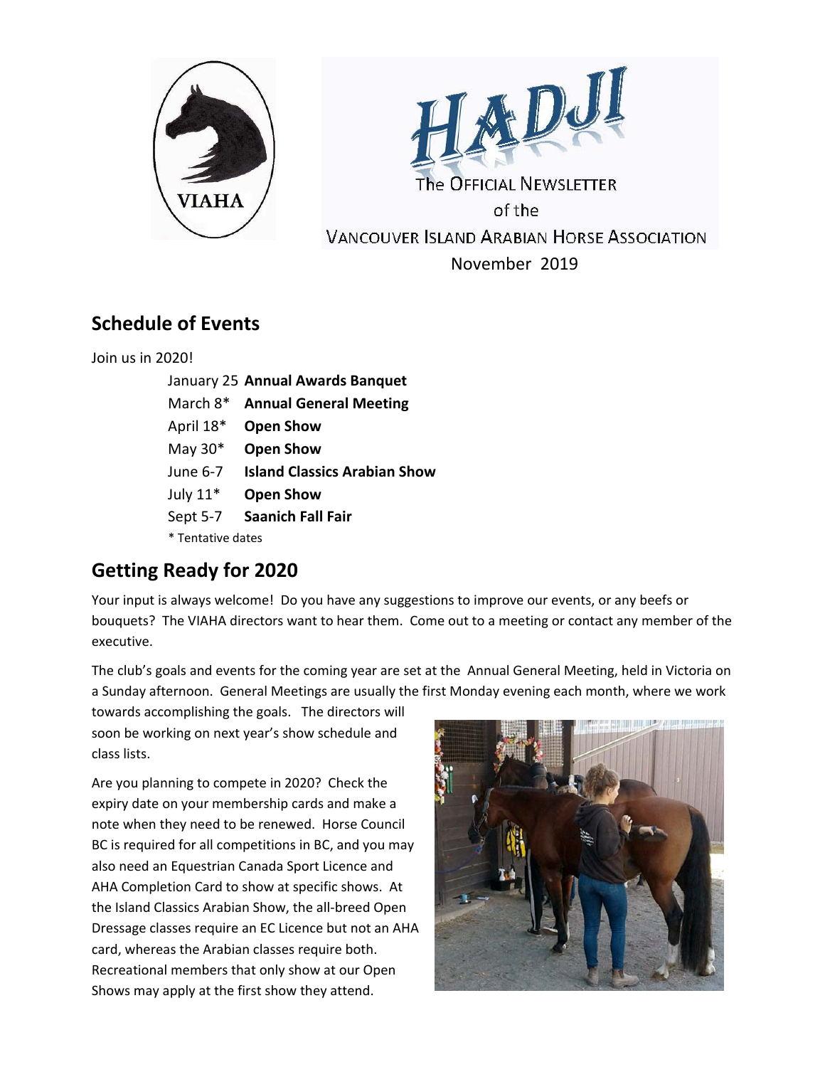# HADJI

The Official Newsletter of the Vancouver Island Arabian Horse Association

November 2019

VIAHA

## Schedule of Events

Join us in 2020!

| | |
|---|---|
| January 25 | **Annual Awards Banquet** |
| March 8* | **Annual General Meeting** |
| April 18* | **Open Show** |
| May 30* | **Open Show** |
| June 6-7 | **Island Classics Arabian Show** |
| July 11* | **Open Show** |
| Sept 5-7 | **Saanich Fall Fair** |

\* Tentative dates

## Getting Ready for 2020

Your input is always welcome! Do you have any suggestions to improve our events, or any beefs or bouquets? The VIAHA directors want to hear them. Come out to a meeting or contact any member of the executive.

The club's goals and events for the coming year are set at the Annual General Meeting, held in Victoria on a Sunday afternoon. General Meetings are usually the first Monday evening each month, where we work towards accomplishing the goals. The directors will soon be working on next year's show schedule and class lists.

Are you planning to compete in 2020? Check the expiry date on your membership cards and make a note when they need to be renewed. Horse Council BC is required for all competitions in BC, and you may also need an Equestrian Canada Sport Licence and AHA Completion Card to show at specific shows. At the Island Classics Arabian Show, the all-breed Open Dressage classes require an EC Licence but not an AHA card, whereas the Arabian classes require both. Recreational members that only show at our Open Shows may apply at the first show they attend.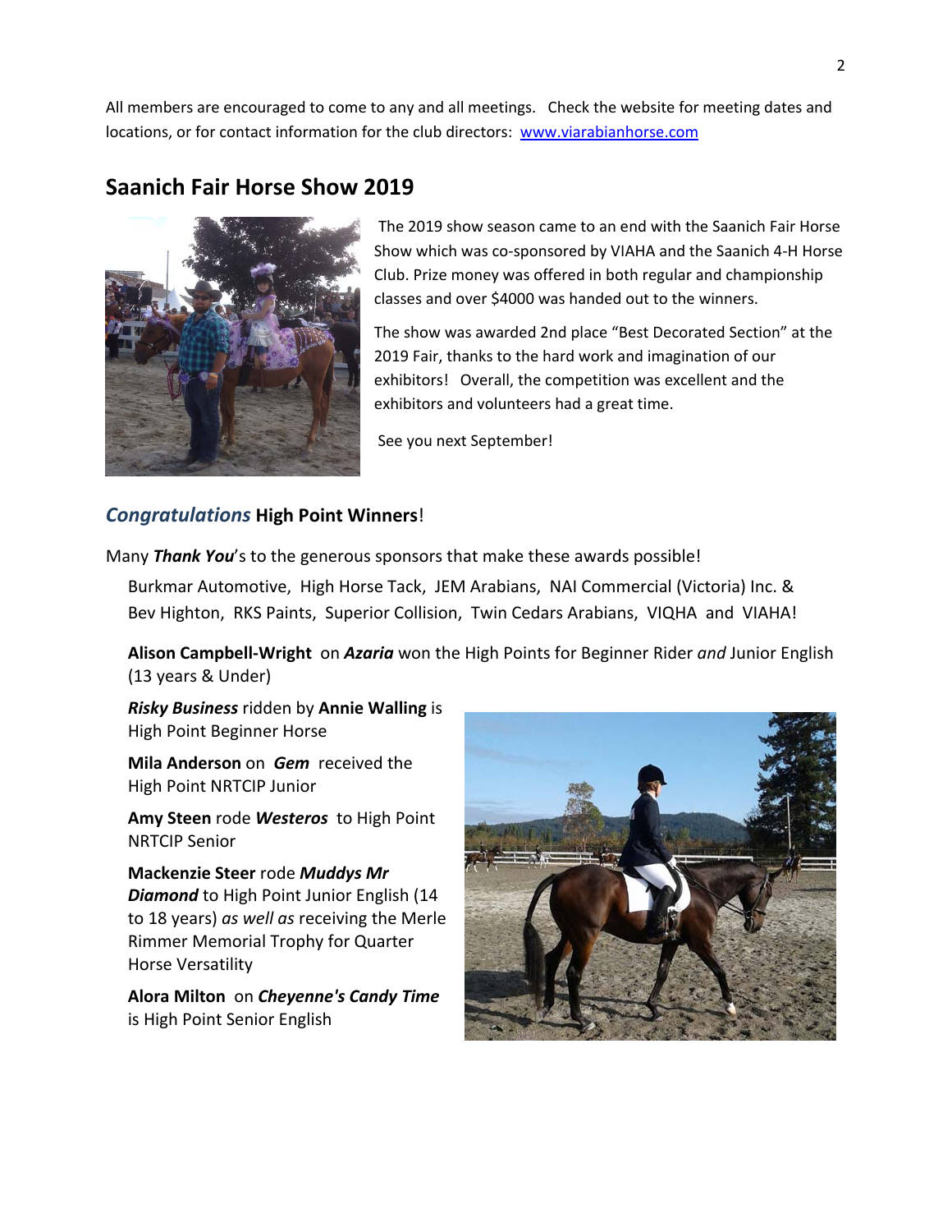All members are encouraged to come to any and all meetings. Check the website for meeting dates and locations, or for contact information for the club directors: [www.viarabianhorse.com](http://www.viarabianhorse.com)

## Saanich Fair Horse Show 2019

The 2019 show season came to an end with the Saanich Fair Horse Show which was co-sponsored by VIAHA and the Saanich 4-H Horse Club. Prize money was offered in both regular and championship classes and over $4000 was handed out to the winners.

The show was awarded 2nd place "Best Decorated Section" at the 2019 Fair, thanks to the hard work and imagination of our exhibitors! Overall, the competition was excellent and the exhibitors and volunteers had a great time.

See you next September!

### *Congratulations* High Point Winners!

Many ***Thank You***'s to the generous sponsors that make these awards possible!

Burkmar Automotive, High Horse Tack, JEM Arabians, NAI Commercial (Victoria) Inc. & Bev Highton, RKS Paints, Superior Collision, Twin Cedars Arabians, VIQHA and VIAHA!

**Alison Campbell-Wright** on ***Azaria*** won the High Points for Beginner Rider *and* Junior English (13 years & Under)

***Risky Business*** ridden by **Annie Walling** is High Point Beginner Horse

**Mila Anderson** on ***Gem*** received the High Point NRTCIP Junior

**Amy Steen** rode ***Westeros*** to High Point NRTCIP Senior

**Mackenzie Steer** rode ***Muddys Mr Diamond*** to High Point Junior English (14 to 18 years) *as well as* receiving the Merle Rimmer Memorial Trophy for Quarter Horse Versatility

**Alora Milton** on ***Cheyenne's Candy Time*** is High Point Senior English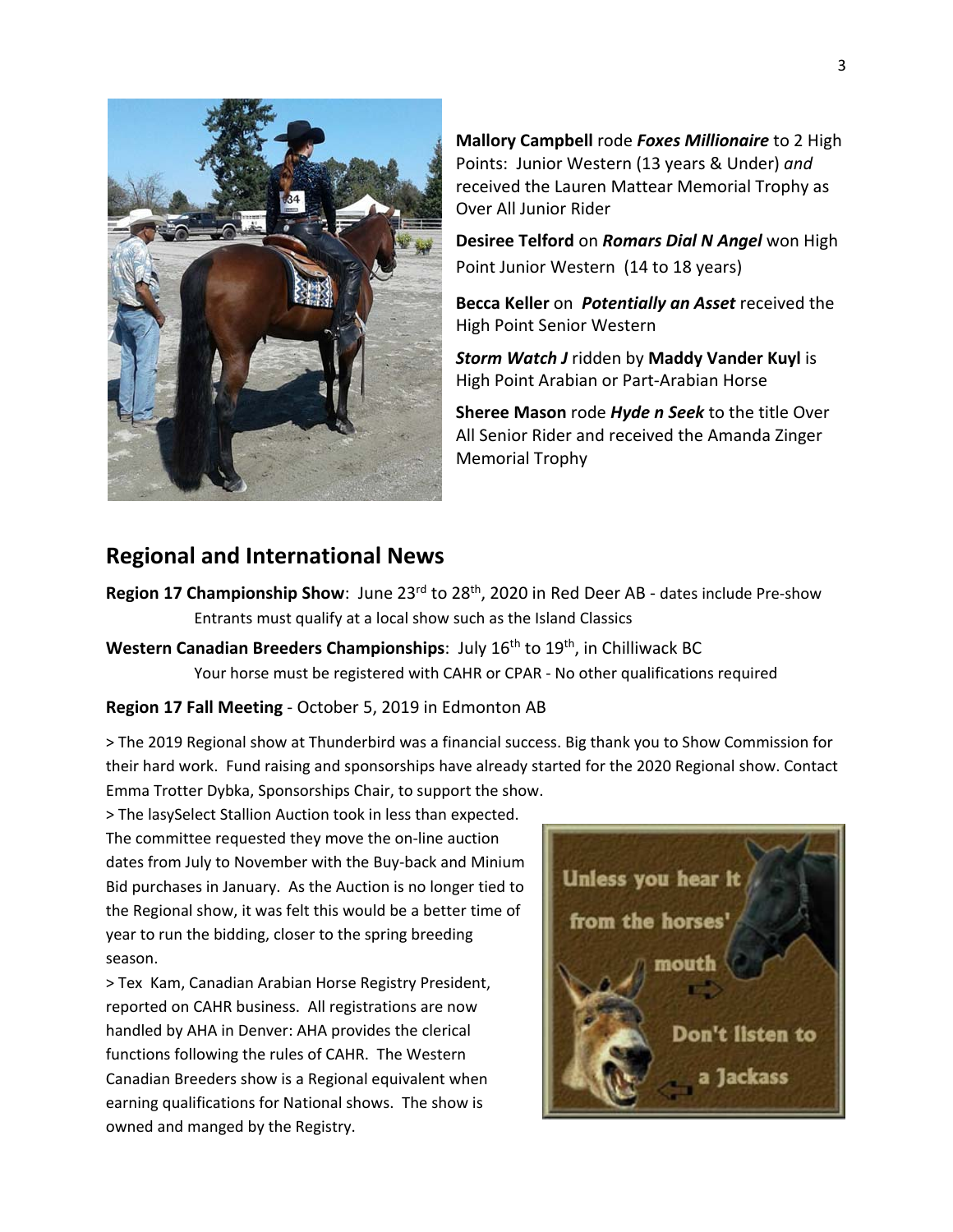**Mallory Campbell** rode ***Foxes Millionaire*** to 2 High Points: Junior Western (13 years & Under) *and* received the Lauren Mattear Memorial Trophy as Over All Junior Rider

**Desiree Telford** on ***Romars Dial N Angel*** won High Point Junior Western (14 to 18 years)

**Becca Keller** on ***Potentially an Asset*** received the High Point Senior Western

***Storm Watch J*** ridden by **Maddy Vander Kuyl** is High Point Arabian or Part-Arabian Horse

**Sheree Mason** rode ***Hyde n Seek*** to the title Over All Senior Rider and received the Amanda Zinger Memorial Trophy

## Regional and International News

**Region 17 Championship Show**: June 23rd to 28th, 2020 in Red Deer AB - dates include Pre-show

Entrants must qualify at a local show such as the Island Classics

**Western Canadian Breeders Championships**: July 16th to 19th, in Chilliwack BC

Your horse must be registered with CAHR or CPAR - No other qualifications required

**Region 17 Fall Meeting** - October 5, 2019 in Edmonton AB

> The 2019 Regional show at Thunderbird was a financial success. Big thank you to Show Commission for their hard work. Fund raising and sponsorships have already started for the 2020 Regional show. Contact Emma Trotter Dybka, Sponsorships Chair, to support the show.

> The IasySelect Stallion Auction took in less than expected. The committee requested they move the on-line auction dates from July to November with the Buy-back and Minium Bid purchases in January. As the Auction is no longer tied to the Regional show, it was felt this would be a better time of year to run the bidding, closer to the spring breeding season.

> Tex Kam, Canadian Arabian Horse Registry President, reported on CAHR business. All registrations are now handled by AHA in Denver: AHA provides the clerical functions following the rules of CAHR. The Western Canadian Breeders show is a Regional equivalent when earning qualifications for National shows. The show is owned and manged by the Registry.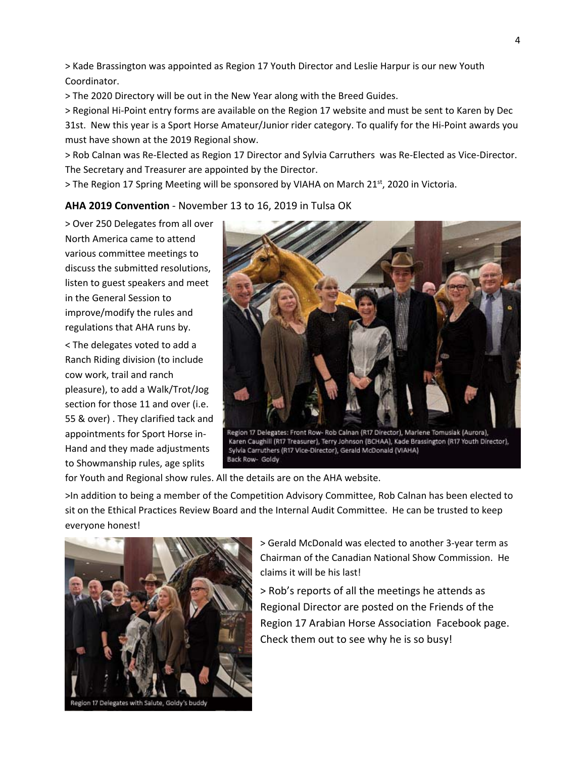> Kade Brassington was appointed as Region 17 Youth Director and Leslie Harpur is our new Youth Coordinator.

> The 2020 Directory will be out in the New Year along with the Breed Guides.

> Regional Hi-Point entry forms are available on the Region 17 website and must be sent to Karen by Dec 31st. New this year is a Sport Horse Amateur/Junior rider category. To qualify for the Hi-Point awards you must have shown at the 2019 Regional show.

> Rob Calnan was Re-Elected as Region 17 Director and Sylvia Carruthers was Re-Elected as Vice-Director. The Secretary and Treasurer are appointed by the Director.

> The Region 17 Spring Meeting will be sponsored by VIAHA on March 21st, 2020 in Victoria.

**AHA 2019 Convention** - November 13 to 16, 2019 in Tulsa OK

> Over 250 Delegates from all over North America came to attend various committee meetings to discuss the submitted resolutions, listen to guest speakers and meet in the General Session to improve/modify the rules and regulations that AHA runs by.

< The delegates voted to add a Ranch Riding division (to include cow work, trail and ranch pleasure), to add a Walk/Trot/Jog section for those 11 and over (i.e. 55 & over) . They clarified tack and appointments for Sport Horse in-Hand and they made adjustments to Showmanship rules, age splits for Youth and Regional show rules. All the details are on the AHA website.

Region 17 Delegates: Front Row- Rob Calnan (R17 Director), Marlene Tomusiak (Aurora), Karen Caughill (R17 Treasurer), Terry Johnson (BCHAA), Kade Brassington (R17 Youth Director), Sylvia Carruthers (R17 Vice-Director), Gerald McDonald (VIAHA)
Back Row- Goldy

>In addition to being a member of the Competition Advisory Committee, Rob Calnan has been elected to sit on the Ethical Practices Review Board and the Internal Audit Committee. He can be trusted to keep everyone honest!

Region 17 Delegates with Salute, Goldy's buddy

> Gerald McDonald was elected to another 3-year term as Chairman of the Canadian National Show Commission. He claims it will be his last!

> Rob's reports of all the meetings he attends as Regional Director are posted on the Friends of the Region 17 Arabian Horse Association Facebook page. Check them out to see why he is so busy!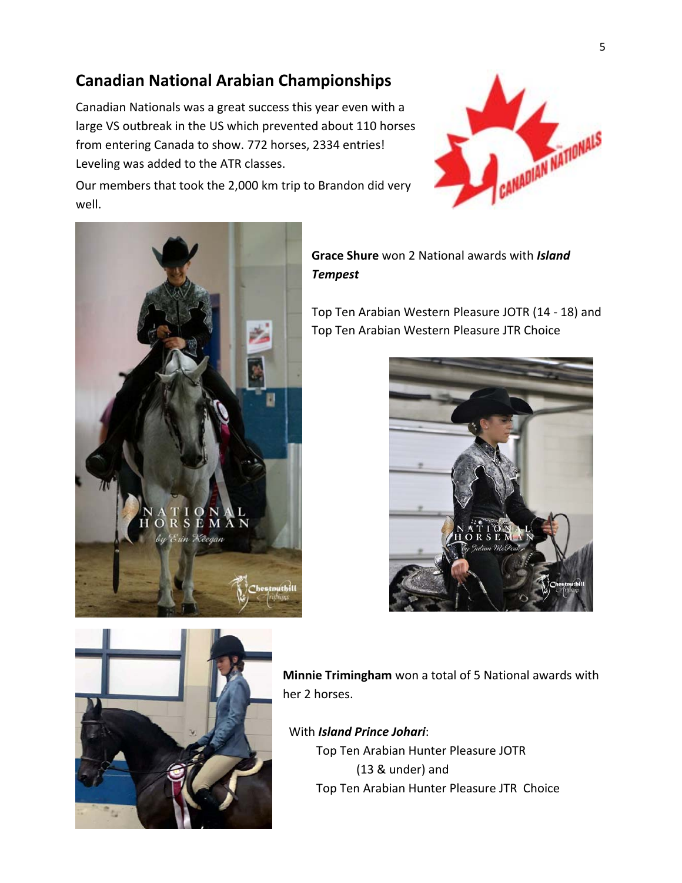## Canadian National Arabian Championships

Canadian Nationals was a great success this year even with a large VS outbreak in the US which prevented about 110 horses from entering Canada to show. 772 horses, 2334 entries! Leveling was added to the ATR classes.

Our members that took the 2,000 km trip to Brandon did very well.

**Grace Shure** won 2 National awards with ***Island Tempest***

Top Ten Arabian Western Pleasure JOTR (14 - 18) and
Top Ten Arabian Western Pleasure JTR Choice

**Minnie Trimingham** won a total of 5 National awards with her 2 horses.

With ***Island Prince Johari***:

Top Ten Arabian Hunter Pleasure JOTR (13 & under) and
Top Ten Arabian Hunter Pleasure JTR Choice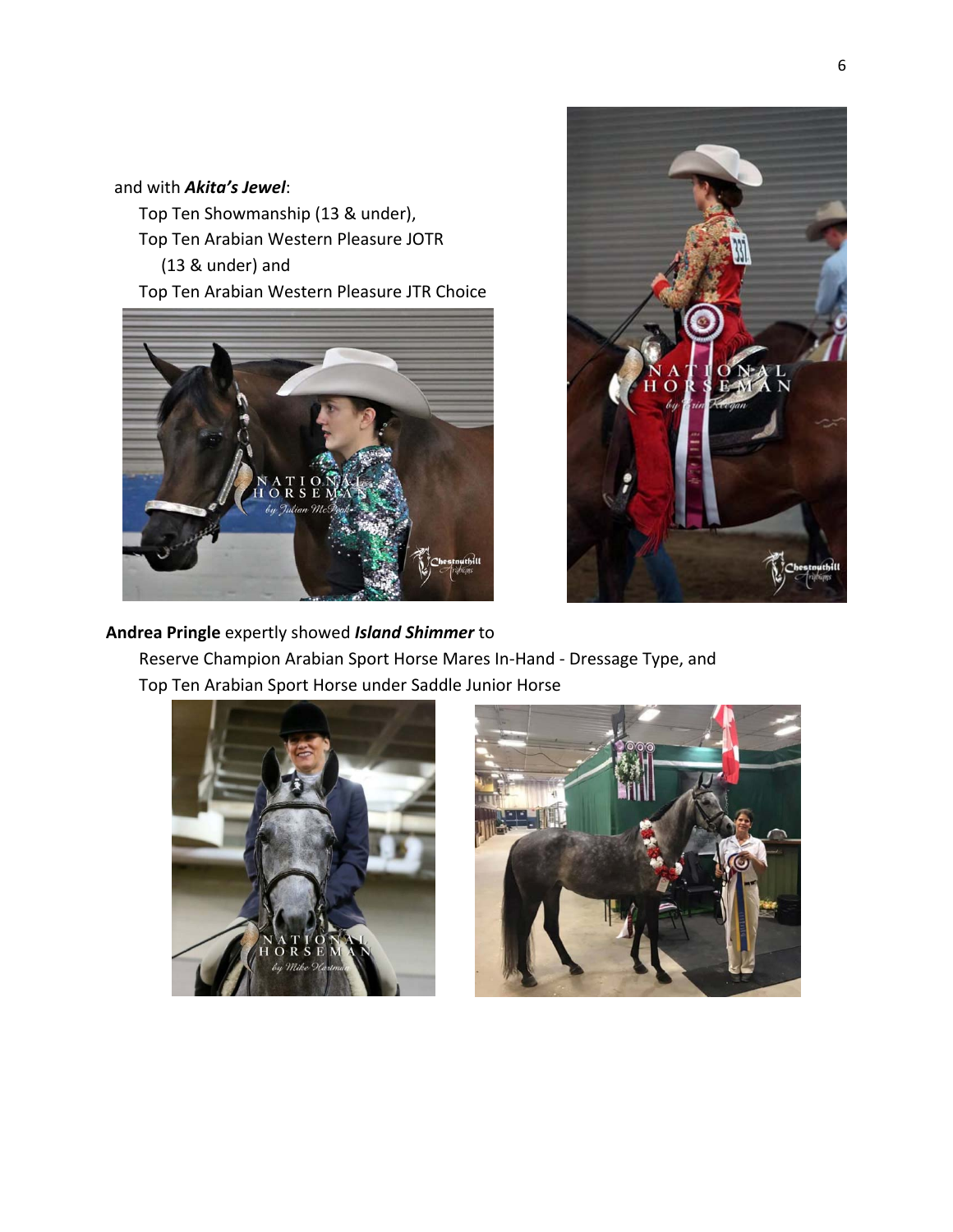and with ***Akita's Jewel***:

Top Ten Showmanship (13 & under),
Top Ten Arabian Western Pleasure JOTR (13 & under) and
Top Ten Arabian Western Pleasure JTR Choice

**Andrea Pringle** expertly showed ***Island Shimmer*** to

Reserve Champion Arabian Sport Horse Mares In-Hand - Dressage Type, and
Top Ten Arabian Sport Horse under Saddle Junior Horse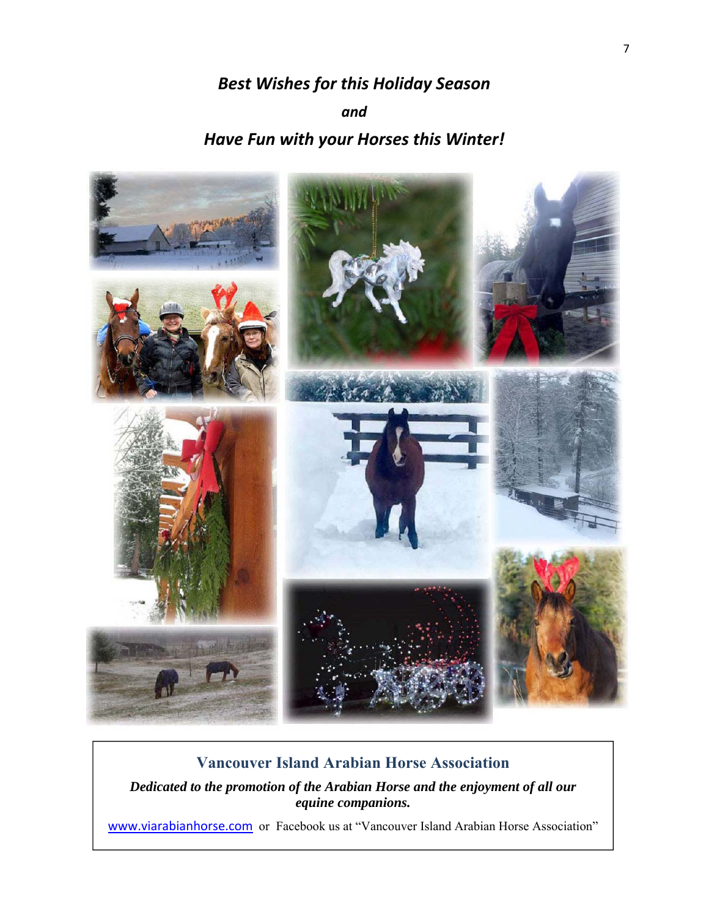***Best Wishes for this Holiday Season***

***and***

***Have Fun with your Horses this Winter!***

**Vancouver Island Arabian Horse Association**

***Dedicated to the promotion of the Arabian Horse and the enjoyment of all our equine companions.***

www.viarabianhorse.com or Facebook us at "Vancouver Island Arabian Horse Association"